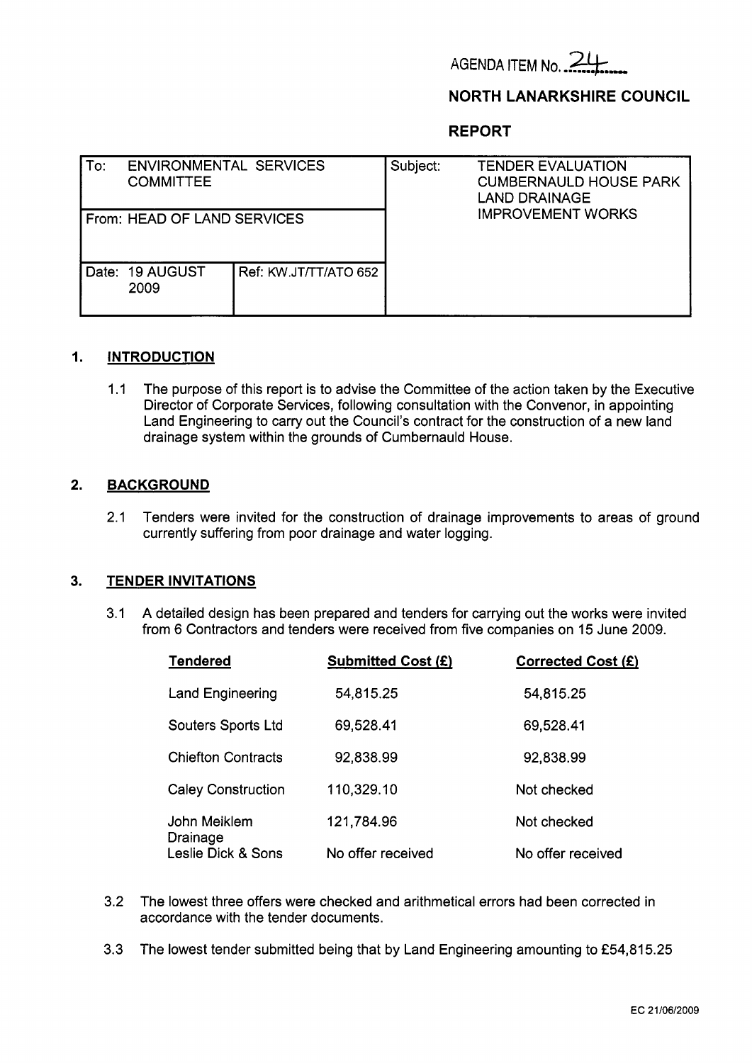AGENDA ITEM No. 24

**NORTH LANARKSHIRE COUNCIL**

**REPORT**

| To: ENVIRONMENTAL SERVICES COMMITTEE | | Subject: TENDER EVALUATION CUMBERNAULD HOUSE PARK LAND DRAINAGE IMPROVEMENT WORKS |
|---|---|---|
| From: HEAD OF LAND SERVICES | | |
| Date: 19 AUGUST 2009 | Ref: KW.JT/TT/ATO 652 | |

## 1. INTRODUCTION

1.1 The purpose of this report is to advise the Committee of the action taken by the Executive Director of Corporate Services, following consultation with the Convenor, in appointing Land Engineering to carry out the Council's contract for the construction of a new land drainage system within the grounds of Cumbernauld House.

## 2. BACKGROUND

2.1 Tenders were invited for the construction of drainage improvements to areas of ground currently suffering from poor drainage and water logging.

## 3. TENDER INVITATIONS

3.1 A detailed design has been prepared and tenders for carrying out the works were invited from 6 Contractors and tenders were received from five companies on 15 June 2009.

| Tendered | Submitted Cost (£) | Corrected Cost (£) |
|---|---|---|
| Land Engineering | 54,815.25 | 54,815.25 |
| Souters Sports Ltd | 69,528.41 | 69,528.41 |
| Chiefton Contracts | 92,838.99 | 92,838.99 |
| Caley Construction | 110,329.10 | Not checked |
| John Meiklem Drainage | 121,784.96 | Not checked |
| Leslie Dick & Sons | No offer received | No offer received |

3.2 The lowest three offers were checked and arithmetical errors had been corrected in accordance with the tender documents.

3.3 The lowest tender submitted being that by Land Engineering amounting to £54,815.25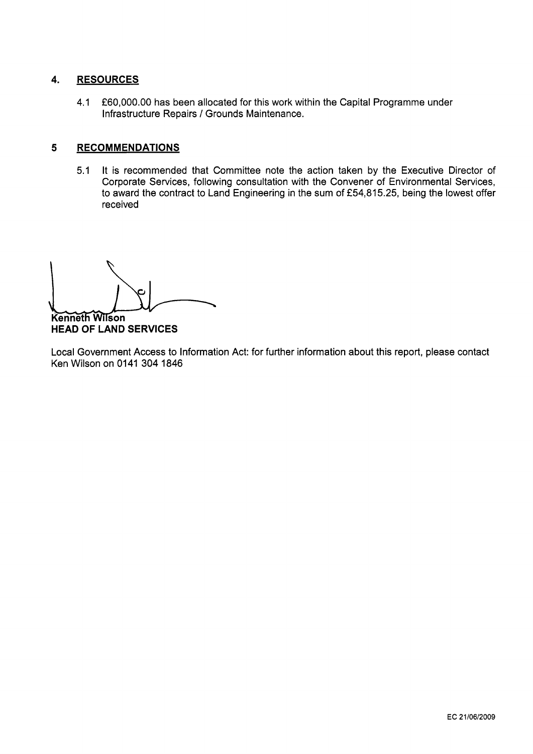## 4. RESOURCES

4.1 £60,000.00 has been allocated for this work within the Capital Programme under Infrastructure Repairs / Grounds Maintenance.

## 5 RECOMMENDATIONS

5.1 It is recommended that Committee note the action taken by the Executive Director of Corporate Services, following consultation with the Convener of Environmental Services, to award the contract to Land Engineering in the sum of £54,815.25, being the lowest offer received

Kenneth Wilson
**HEAD OF LAND SERVICES**

Local Government Access to Information Act: for further information about this report, please contact Ken Wilson on 0141 304 1846

EC 21/06/2009